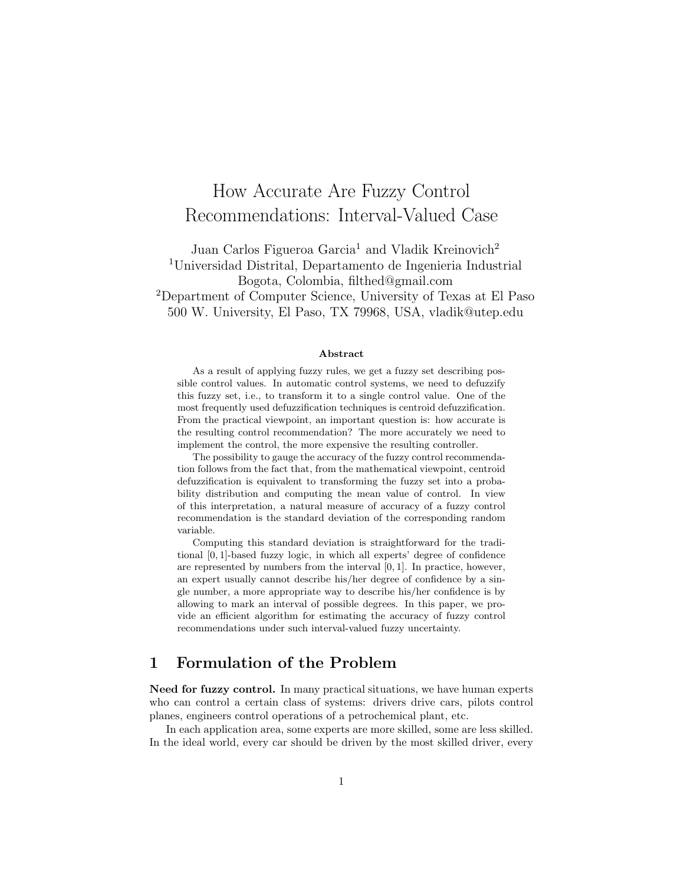# How Accurate Are Fuzzy Control Recommendations: Interval-Valued Case

Juan Carlos Figueroa Garcia[1] and Vladik Kreinovich[2]

[1]Universidad Distrital, Departamento de Ingenieria Industrial
Bogota, Colombia, filthed@gmail.com

[2]Department of Computer Science, University of Texas at El Paso
500 W. University, El Paso, TX 79968, USA, vladik@utep.edu

### Abstract

As a result of applying fuzzy rules, we get a fuzzy set describing possible control values. In automatic control systems, we need to defuzzify this fuzzy set, i.e., to transform it to a single control value. One of the most frequently used defuzzification techniques is centroid defuzzification. From the practical viewpoint, an important question is: how accurate is the resulting control recommendation? The more accurately we need to implement the control, the more expensive the resulting controller.

The possibility to gauge the accuracy of the fuzzy control recommendation follows from the fact that, from the mathematical viewpoint, centroid defuzzification is equivalent to transforming the fuzzy set into a probability distribution and computing the mean value of control. In view of this interpretation, a natural measure of accuracy of a fuzzy control recommendation is the standard deviation of the corresponding random variable.

Computing this standard deviation is straightforward for the traditional $[0,1]$-based fuzzy logic, in which all experts' degree of confidence are represented by numbers from the interval $[0,1]$. In practice, however, an expert usually cannot describe his/her degree of confidence by a single number, a more appropriate way to describe his/her confidence is by allowing to mark an interval of possible degrees. In this paper, we provide an efficient algorithm for estimating the accuracy of fuzzy control recommendations under such interval-valued fuzzy uncertainty.

## 1 Formulation of the Problem

**Need for fuzzy control.** In many practical situations, we have human experts who can control a certain class of systems: drivers drive cars, pilots control planes, engineers control operations of a petrochemical plant, etc.

In each application area, some experts are more skilled, some are less skilled. In the ideal world, every car should be driven by the most skilled driver, every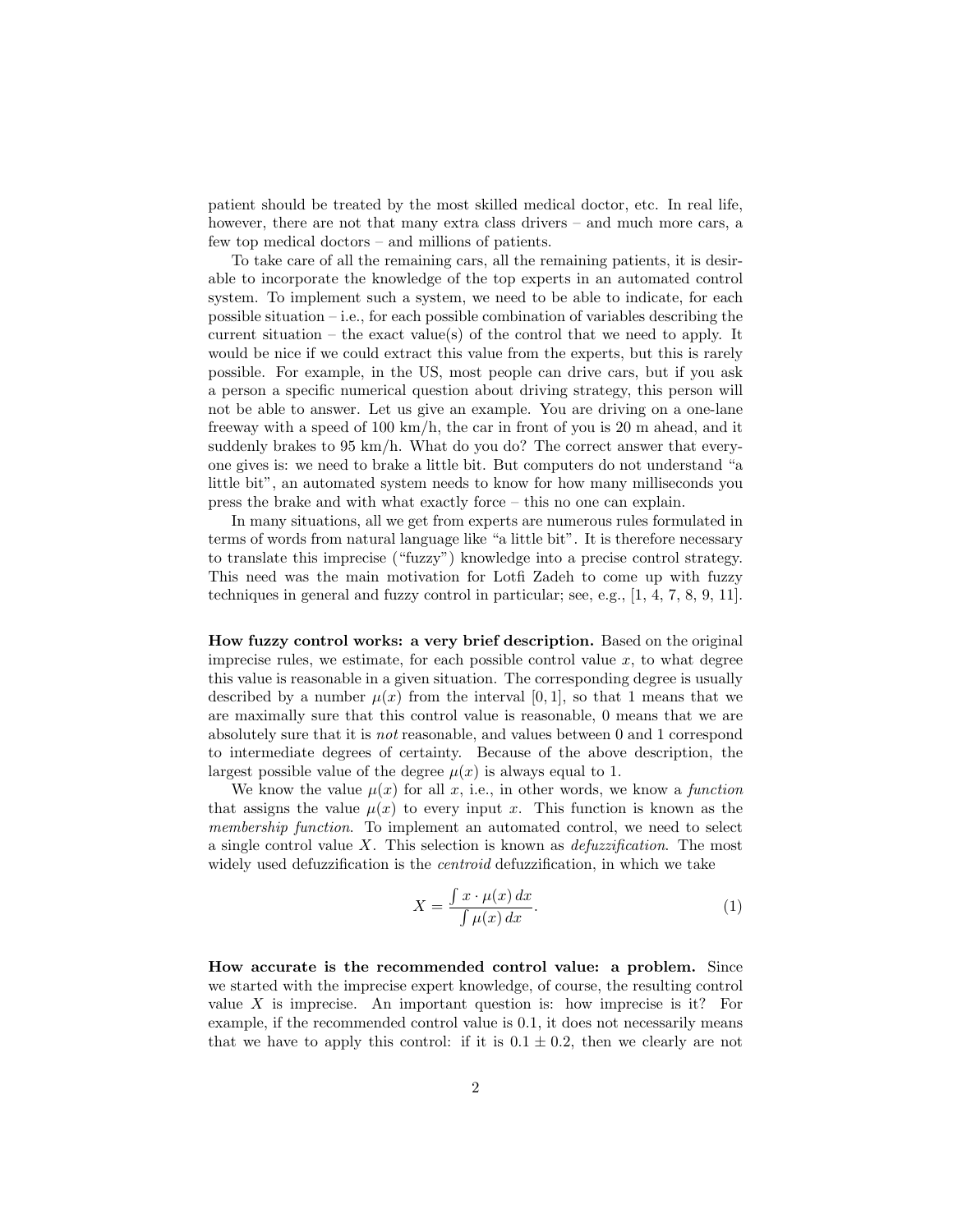patient should be treated by the most skilled medical doctor, etc. In real life, however, there are not that many extra class drivers – and much more cars, a few top medical doctors – and millions of patients.

To take care of all the remaining cars, all the remaining patients, it is desirable to incorporate the knowledge of the top experts in an automated control system. To implement such a system, we need to be able to indicate, for each possible situation – i.e., for each possible combination of variables describing the current situation – the exact value(s) of the control that we need to apply. It would be nice if we could extract this value from the experts, but this is rarely possible. For example, in the US, most people can drive cars, but if you ask a person a specific numerical question about driving strategy, this person will not be able to answer. Let us give an example. You are driving on a one-lane freeway with a speed of 100 km/h, the car in front of you is 20 m ahead, and it suddenly brakes to 95 km/h. What do you do? The correct answer that everyone gives is: we need to brake a little bit. But computers do not understand "a little bit", an automated system needs to know for how many milliseconds you press the brake and with what exactly force – this no one can explain.

In many situations, all we get from experts are numerous rules formulated in terms of words from natural language like "a little bit". It is therefore necessary to translate this imprecise ("fuzzy") knowledge into a precise control strategy. This need was the main motivation for Lotfi Zadeh to come up with fuzzy techniques in general and fuzzy control in particular; see, e.g., [1, 4, 7, 8, 9, 11].

**How fuzzy control works: a very brief description.** Based on the original imprecise rules, we estimate, for each possible control value $x$, to what degree this value is reasonable in a given situation. The corresponding degree is usually described by a number $\mu(x)$ from the interval $[0,1]$, so that 1 means that we are maximally sure that this control value is reasonable, 0 means that we are absolutely sure that it is *not* reasonable, and values between 0 and 1 correspond to intermediate degrees of certainty. Because of the above description, the largest possible value of the degree $\mu(x)$ is always equal to 1.

We know the value $\mu(x)$ for all $x$, i.e., in other words, we know a *function* that assigns the value $\mu(x)$ to every input $x$. This function is known as the *membership function*. To implement an automated control, we need to select a single control value $X$. This selection is known as *defuzzification*. The most widely used defuzzification is the *centroid* defuzzification, in which we take

$$X = \frac{\int x \cdot \mu(x)\, dx}{\int \mu(x)\, dx}. \tag{1}$$

**How accurate is the recommended control value: a problem.** Since we started with the imprecise expert knowledge, of course, the resulting control value $X$ is imprecise. An important question is: how imprecise is it? For example, if the recommended control value is 0.1, it does not necessarily means that we have to apply this control: if it is $0.1 \pm 0.2$, then we clearly are not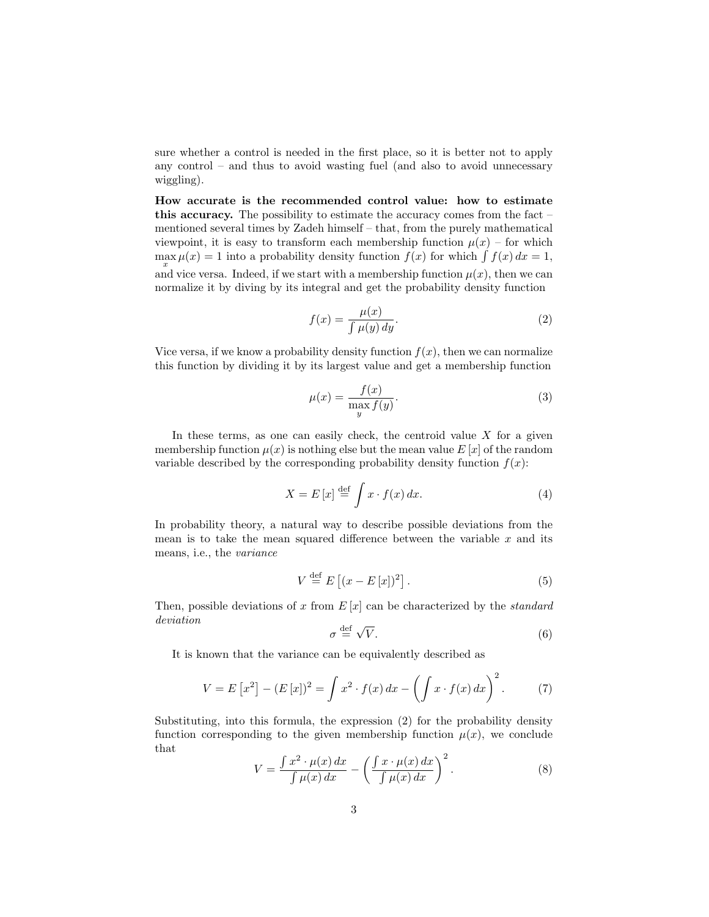sure whether a control is needed in the first place, so it is better not to apply any control – and thus to avoid wasting fuel (and also to avoid unnecessary wiggling).

**How accurate is the recommended control value: how to estimate this accuracy.** The possibility to estimate the accuracy comes from the fact – mentioned several times by Zadeh himself – that, from the purely mathematical viewpoint, it is easy to transform each membership function $\mu(x)$ – for which $\max\limits_x \mu(x) = 1$ into a probability density function $f(x)$ for which $\int f(x)\,dx = 1$, and vice versa. Indeed, if we start with a membership function $\mu(x)$, then we can normalize it by diving by its integral and get the probability density function

$$f(x) = \frac{\mu(x)}{\int \mu(y)\,dy}. \tag{2}$$

Vice versa, if we know a probability density function $f(x)$, then we can normalize this function by dividing it by its largest value and get a membership function

$$\mu(x) = \frac{f(x)}{\max\limits_y f(y)}. \tag{3}$$

In these terms, as one can easily check, the centroid value $X$ for a given membership function $\mu(x)$ is nothing else but the mean value $E[x]$ of the random variable described by the corresponding probability density function $f(x)$:

$$X = E[x] \stackrel{\text{def}}{=} \int x \cdot f(x)\,dx. \tag{4}$$

In probability theory, a natural way to describe possible deviations from the mean is to take the mean squared difference between the variable $x$ and its means, i.e., the *variance*

$$V \stackrel{\text{def}}{=} E\left[(x - E[x])^2\right]. \tag{5}$$

Then, possible deviations of $x$ from $E[x]$ can be characterized by the *standard deviation*

$$\sigma \stackrel{\text{def}}{=} \sqrt{V}. \tag{6}$$

It is known that the variance can be equivalently described as

$$V = E\left[x^2\right] - (E[x])^2 = \int x^2 \cdot f(x)\,dx - \left(\int x \cdot f(x)\,dx\right)^2. \tag{7}$$

Substituting, into this formula, the expression (2) for the probability density function corresponding to the given membership function $\mu(x)$, we conclude that

$$V = \frac{\int x^2 \cdot \mu(x)\,dx}{\int \mu(x)\,dx} - \left(\frac{\int x \cdot \mu(x)\,dx}{\int \mu(x)\,dx}\right)^2. \tag{8}$$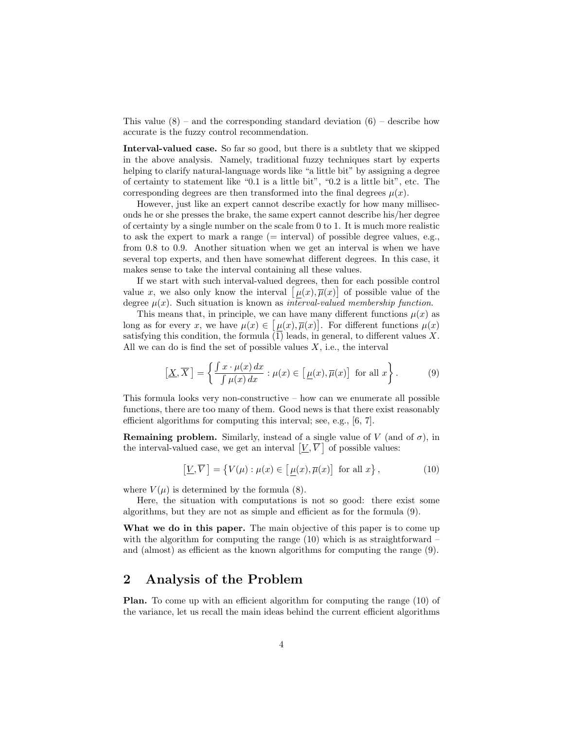This value (8) – and the corresponding standard deviation (6) – describe how accurate is the fuzzy control recommendation.

**Interval-valued case.** So far so good, but there is a subtlety that we skipped in the above analysis. Namely, traditional fuzzy techniques start by experts helping to clarify natural-language words like "a little bit" by assigning a degree of certainty to statement like "0.1 is a little bit", "0.2 is a little bit", etc. The corresponding degrees are then transformed into the final degrees $\mu(x)$.

However, just like an expert cannot describe exactly for how many milliseconds he or she presses the brake, the same expert cannot describe his/her degree of certainty by a single number on the scale from 0 to 1. It is much more realistic to ask the expert to mark a range (= interval) of possible degree values, e.g., from 0.8 to 0.9. Another situation when we get an interval is when we have several top experts, and then have somewhat different degrees. In this case, it makes sense to take the interval containing all these values.

If we start with such interval-valued degrees, then for each possible control value $x$, we also only know the interval $\left[\,\underline{\mu}(x), \overline{\mu}(x)\right]$ of possible value of the degree $\mu(x)$. Such situation is known as *interval-valued membership function*.

This means that, in principle, we can have many different functions $\mu(x)$ as long as for every $x$, we have $\mu(x) \in \left[\,\underline{\mu}(x), \overline{\mu}(x)\right]$. For different functions $\mu(x)$ satisfying this condition, the formula (1) leads, in general, to different values $X$. All we can do is find the set of possible values $X$, i.e., the interval

$$\left[\underline{X}, \overline{X}\,\right] = \left\{ \frac{\int x \cdot \mu(x)\, dx}{\int \mu(x)\, dx} : \mu(x) \in \left[\,\underline{\mu}(x), \overline{\mu}(x)\right] \text{ for all } x \right\}. \tag{9}$$

This formula looks very non-constructive – how can we enumerate all possible functions, there are too many of them. Good news is that there exist reasonably efficient algorithms for computing this interval; see, e.g., [6, 7].

**Remaining problem.** Similarly, instead of a single value of $V$ (and of $\sigma$), in the interval-valued case, we get an interval $\left[\underline{V}, \overline{V}\,\right]$ of possible values:

$$\left[\underline{V}, \overline{V}\,\right] = \left\{ V(\mu) : \mu(x) \in \left[\,\underline{\mu}(x), \overline{\mu}(x)\right] \text{ for all } x \right\}, \tag{10}$$

where $V(\mu)$ is determined by the formula (8).

Here, the situation with computations is not so good: there exist some algorithms, but they are not as simple and efficient as for the formula (9).

**What we do in this paper.** The main objective of this paper is to come up with the algorithm for computing the range (10) which is as straightforward – and (almost) as efficient as the known algorithms for computing the range (9).

## 2 Analysis of the Problem

**Plan.** To come up with an efficient algorithm for computing the range (10) of the variance, let us recall the main ideas behind the current efficient algorithms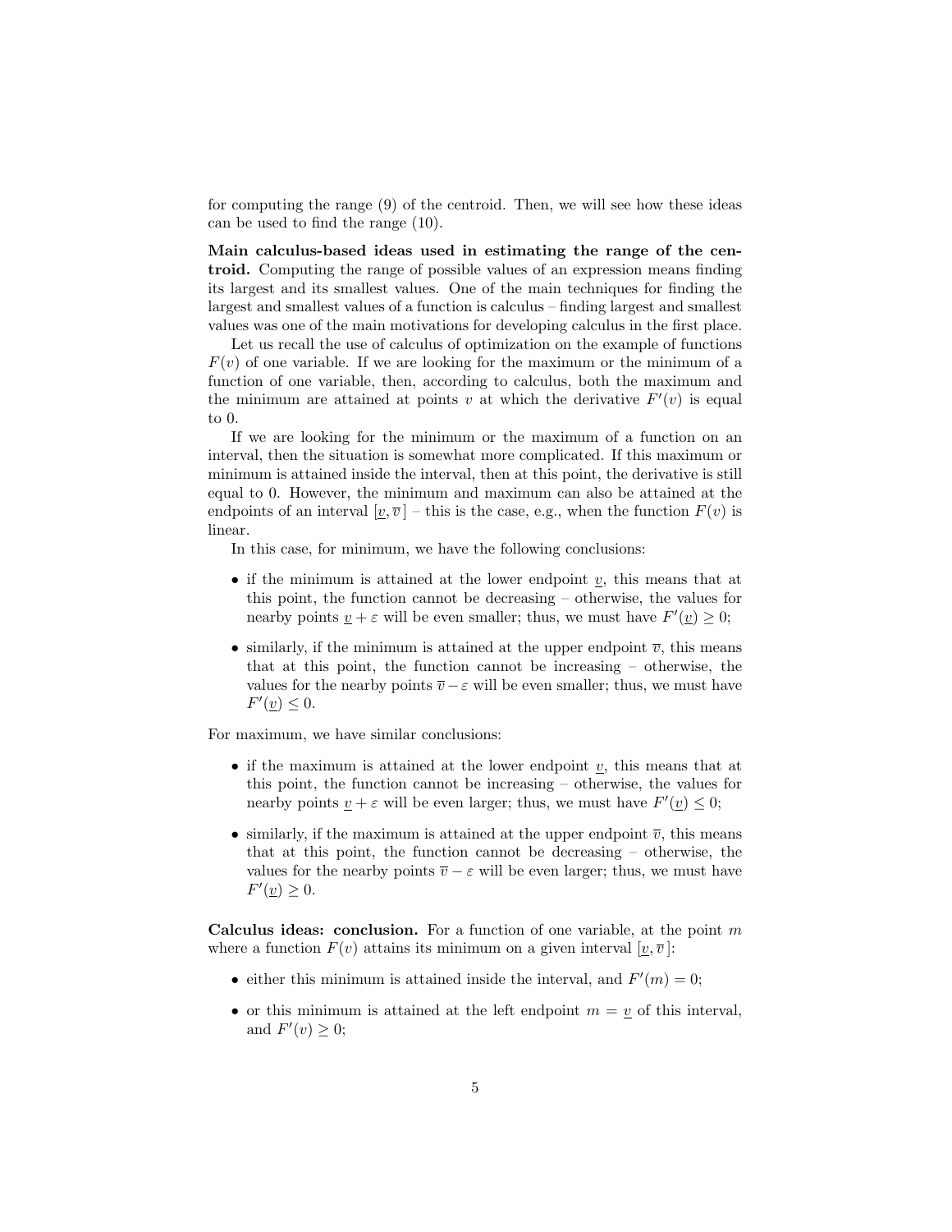for computing the range (9) of the centroid. Then, we will see how these ideas can be used to find the range (10).

**Main calculus-based ideas used in estimating the range of the centroid.** Computing the range of possible values of an expression means finding its largest and its smallest values. One of the main techniques for finding the largest and smallest values of a function is calculus – finding largest and smallest values was one of the main motivations for developing calculus in the first place.

Let us recall the use of calculus of optimization on the example of functions $F(v)$ of one variable. If we are looking for the maximum or the minimum of a function of one variable, then, according to calculus, both the maximum and the minimum are attained at points $v$ at which the derivative $F'(v)$ is equal to 0.

If we are looking for the minimum or the maximum of a function on an interval, then the situation is somewhat more complicated. If this maximum or minimum is attained inside the interval, then at this point, the derivative is still equal to 0. However, the minimum and maximum can also be attained at the endpoints of an interval $[\underline{v}, \overline{v}\,]$ – this is the case, e.g., when the function $F(v)$ is linear.

In this case, for minimum, we have the following conclusions:

- if the minimum is attained at the lower endpoint $\underline{v}$, this means that at this point, the function cannot be decreasing – otherwise, the values for nearby points $\underline{v} + \varepsilon$ will be even smaller; thus, we must have $F'(\underline{v}) \geq 0$;
- similarly, if the minimum is attained at the upper endpoint $\overline{v}$, this means that at this point, the function cannot be increasing – otherwise, the values for the nearby points $\overline{v} - \varepsilon$ will be even smaller; thus, we must have $F'(\underline{v}) \leq 0$.

For maximum, we have similar conclusions:

- if the maximum is attained at the lower endpoint $\underline{v}$, this means that at this point, the function cannot be increasing – otherwise, the values for nearby points $\underline{v} + \varepsilon$ will be even larger; thus, we must have $F'(\underline{v}) \leq 0$;
- similarly, if the maximum is attained at the upper endpoint $\overline{v}$, this means that at this point, the function cannot be decreasing – otherwise, the values for the nearby points $\overline{v} - \varepsilon$ will be even larger; thus, we must have $F'(\underline{v}) \geq 0$.

**Calculus ideas: conclusion.** For a function of one variable, at the point $m$ where a function $F(v)$ attains its minimum on a given interval $[\underline{v}, \overline{v}\,]$:

- either this minimum is attained inside the interval, and $F'(m) = 0$;
- or this minimum is attained at the left endpoint $m = \underline{v}$ of this interval, and $F'(v) \geq 0$;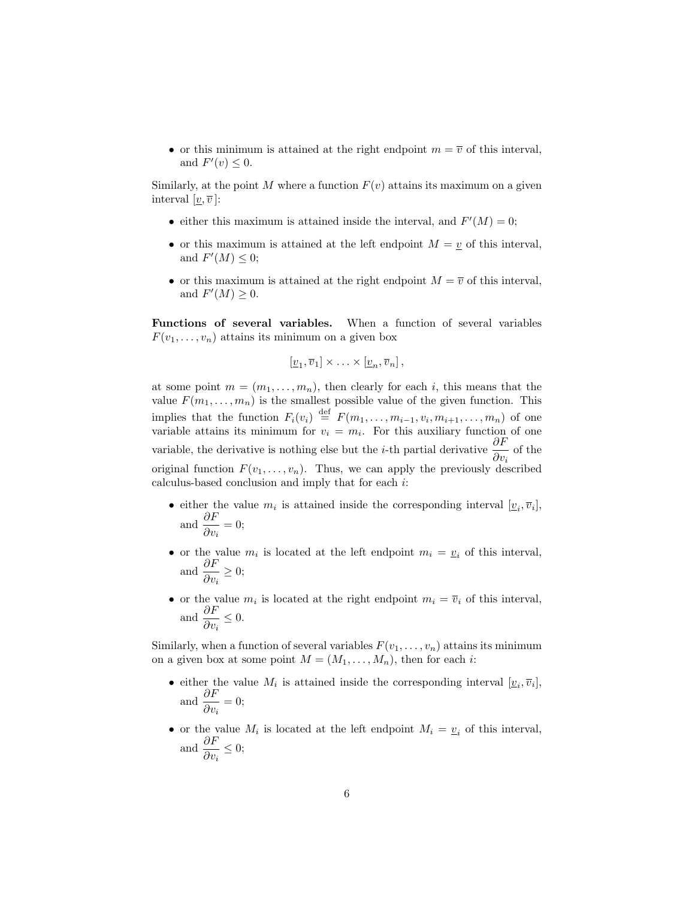- or this minimum is attained at the right endpoint $m = \overline{v}$ of this interval, and $F'(v) \leq 0$.

Similarly, at the point $M$ where a function $F(v)$ attains its maximum on a given interval $[\underline{v}, \overline{v}]$:

- either this maximum is attained inside the interval, and $F'(M) = 0$;
- or this maximum is attained at the left endpoint $M = \underline{v}$ of this interval, and $F'(M) \leq 0$;
- or this maximum is attained at the right endpoint $M = \overline{v}$ of this interval, and $F'(M) \geq 0$.

**Functions of several variables.** When a function of several variables $F(v_1, \ldots, v_n)$ attains its minimum on a given box

$$[\underline{v}_1, \overline{v}_1] \times \ldots \times [\underline{v}_n, \overline{v}_n],$$

at some point $m = (m_1, \ldots, m_n)$, then clearly for each $i$, this means that the value $F(m_1, \ldots, m_n)$ is the smallest possible value of the given function. This implies that the function $F_i(v_i) \stackrel{\text{def}}{=} F(m_1, \ldots, m_{i-1}, v_i, m_{i+1}, \ldots, m_n)$ of one variable attains its minimum for $v_i = m_i$. For this auxiliary function of one variable, the derivative is nothing else but the $i$-th partial derivative $\dfrac{\partial F}{\partial v_i}$ of the original function $F(v_1, \ldots, v_n)$. Thus, we can apply the previously described calculus-based conclusion and imply that for each $i$:

- either the value $m_i$ is attained inside the corresponding interval $[\underline{v}_i, \overline{v}_i]$, and $\dfrac{\partial F}{\partial v_i} = 0$;
- or the value $m_i$ is located at the left endpoint $m_i = \underline{v}_i$ of this interval, and $\dfrac{\partial F}{\partial v_i} \geq 0$;
- or the value $m_i$ is located at the right endpoint $m_i = \overline{v}_i$ of this interval, and $\dfrac{\partial F}{\partial v_i} \leq 0$.

Similarly, when a function of several variables $F(v_1, \ldots, v_n)$ attains its minimum on a given box at some point $M = (M_1, \ldots, M_n)$, then for each $i$:

- either the value $M_i$ is attained inside the corresponding interval $[\underline{v}_i, \overline{v}_i]$, and $\dfrac{\partial F}{\partial v_i} = 0$;
- or the value $M_i$ is located at the left endpoint $M_i = \underline{v}_i$ of this interval, and $\dfrac{\partial F}{\partial v_i} \leq 0$;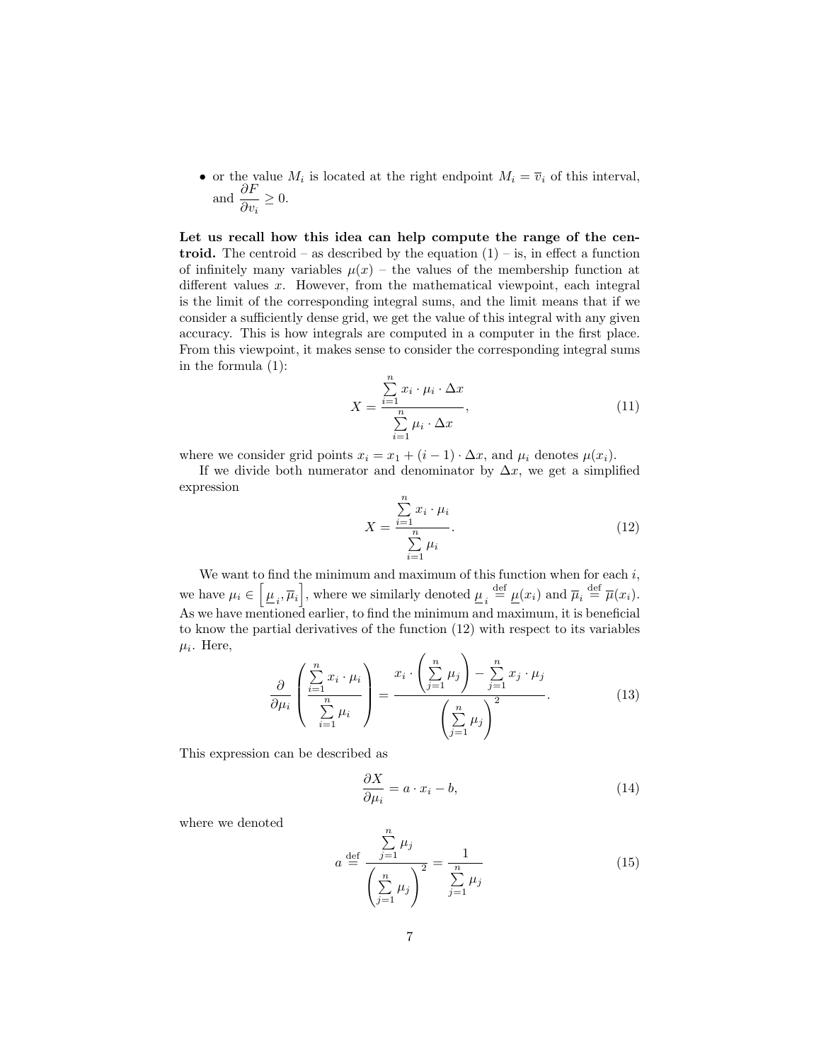- or the value $M_i$ is located at the right endpoint $M_i = \overline{v}_i$ of this interval, and $\dfrac{\partial F}{\partial v_i} \geq 0$.

**Let us recall how this idea can help compute the range of the centroid.** The centroid – as described by the equation (1) – is, in effect a function of infinitely many variables $\mu(x)$ – the values of the membership function at different values $x$. However, from the mathematical viewpoint, each integral is the limit of the corresponding integral sums, and the limit means that if we consider a sufficiently dense grid, we get the value of this integral with any given accuracy. This is how integrals are computed in a computer in the first place. From this viewpoint, it makes sense to consider the corresponding integral sums in the formula (1):

$$X = \frac{\sum\limits_{i=1}^{n} x_i \cdot \mu_i \cdot \Delta x}{\sum\limits_{i=1}^{n} \mu_i \cdot \Delta x}, \tag{11}$$

where we consider grid points $x_i = x_1 + (i-1) \cdot \Delta x$, and $\mu_i$ denotes $\mu(x_i)$.

If we divide both numerator and denominator by $\Delta x$, we get a simplified expression

$$X = \frac{\sum\limits_{i=1}^{n} x_i \cdot \mu_i}{\sum\limits_{i=1}^{n} \mu_i}. \tag{12}$$

We want to find the minimum and maximum of this function when for each $i$, we have $\mu_i \in \left[\underline{\mu}_i, \overline{\mu}_i\right]$, where we similarly denoted $\underline{\mu}_i \stackrel{\text{def}}{=} \underline{\mu}(x_i)$ and $\overline{\mu}_i \stackrel{\text{def}}{=} \overline{\mu}(x_i)$. As we have mentioned earlier, to find the minimum and maximum, it is beneficial to know the partial derivatives of the function (12) with respect to its variables $\mu_i$. Here,

$$\frac{\partial}{\partial \mu_i}\left(\frac{\sum\limits_{i=1}^{n} x_i \cdot \mu_i}{\sum\limits_{i=1}^{n} \mu_i}\right) = \frac{x_i \cdot \left(\sum\limits_{j=1}^{n} \mu_j\right) - \sum\limits_{j=1}^{n} x_j \cdot \mu_j}{\left(\sum\limits_{j=1}^{n} \mu_j\right)^2}. \tag{13}$$

This expression can be described as

$$\frac{\partial X}{\partial \mu_i} = a \cdot x_i - b, \tag{14}$$

where we denoted

$$a \stackrel{\text{def}}{=} \frac{\sum\limits_{j=1}^{n} \mu_j}{\left(\sum\limits_{j=1}^{n} \mu_j\right)^2} = \frac{1}{\sum\limits_{j=1}^{n} \mu_j} \tag{15}$$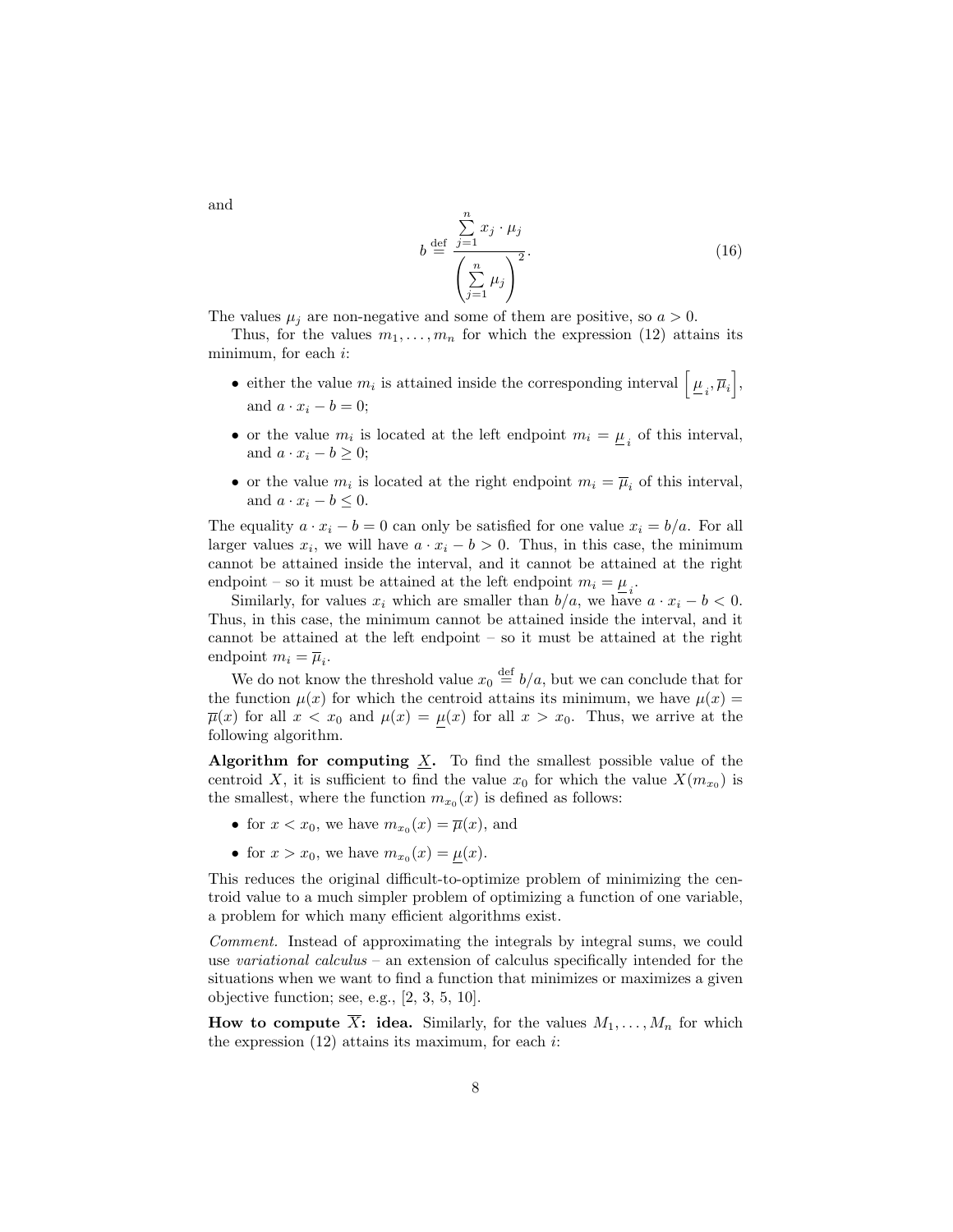and

$$b \stackrel{\text{def}}{=} \frac{\sum_{j=1}^{n} x_j \cdot \mu_j}{\left(\sum_{j=1}^{n} \mu_j\right)^2}. \tag{16}$$

The values $\mu_j$ are non-negative and some of them are positive, so $a > 0$.

Thus, for the values $m_1, \ldots, m_n$ for which the expression (12) attains its minimum, for each $i$:

- either the value $m_i$ is attained inside the corresponding interval $\left[\underline{\mu}_i, \overline{\mu}_i\right]$, and $a \cdot x_i - b = 0$;
- or the value $m_i$ is located at the left endpoint $m_i = \underline{\mu}_i$ of this interval, and $a \cdot x_i - b \geq 0$;
- or the value $m_i$ is located at the right endpoint $m_i = \overline{\mu}_i$ of this interval, and $a \cdot x_i - b \leq 0$.

The equality $a \cdot x_i - b = 0$ can only be satisfied for one value $x_i = b/a$. For all larger values $x_i$, we will have $a \cdot x_i - b > 0$. Thus, in this case, the minimum cannot be attained inside the interval, and it cannot be attained at the right endpoint – so it must be attained at the left endpoint $m_i = \underline{\mu}_i$.

Similarly, for values $x_i$ which are smaller than $b/a$, we have $a \cdot x_i - b < 0$. Thus, in this case, the minimum cannot be attained inside the interval, and it cannot be attained at the left endpoint – so it must be attained at the right endpoint $m_i = \overline{\mu}_i$.

We do not know the threshold value $x_0 \stackrel{\text{def}}{=} b/a$, but we can conclude that for the function $\mu(x)$ for which the centroid attains its minimum, we have $\mu(x) = \overline{\mu}(x)$ for all $x < x_0$ and $\mu(x) = \underline{\mu}(x)$ for all $x > x_0$. Thus, we arrive at the following algorithm.

**Algorithm for computing $\underline{X}$.** To find the smallest possible value of the centroid $X$, it is sufficient to find the value $x_0$ for which the value $X(m_{x_0})$ is the smallest, where the function $m_{x_0}(x)$ is defined as follows:

- for $x < x_0$, we have $m_{x_0}(x) = \overline{\mu}(x)$, and
- for $x > x_0$, we have $m_{x_0}(x) = \underline{\mu}(x)$.

This reduces the original difficult-to-optimize problem of minimizing the centroid value to a much simpler problem of optimizing a function of one variable, a problem for which many efficient algorithms exist.

*Comment.* Instead of approximating the integrals by integral sums, we could use *variational calculus* – an extension of calculus specifically intended for the situations when we want to find a function that minimizes or maximizes a given objective function; see, e.g., [2, 3, 5, 10].

**How to compute $\overline{X}$: idea.** Similarly, for the values $M_1, \ldots, M_n$ for which the expression (12) attains its maximum, for each $i$: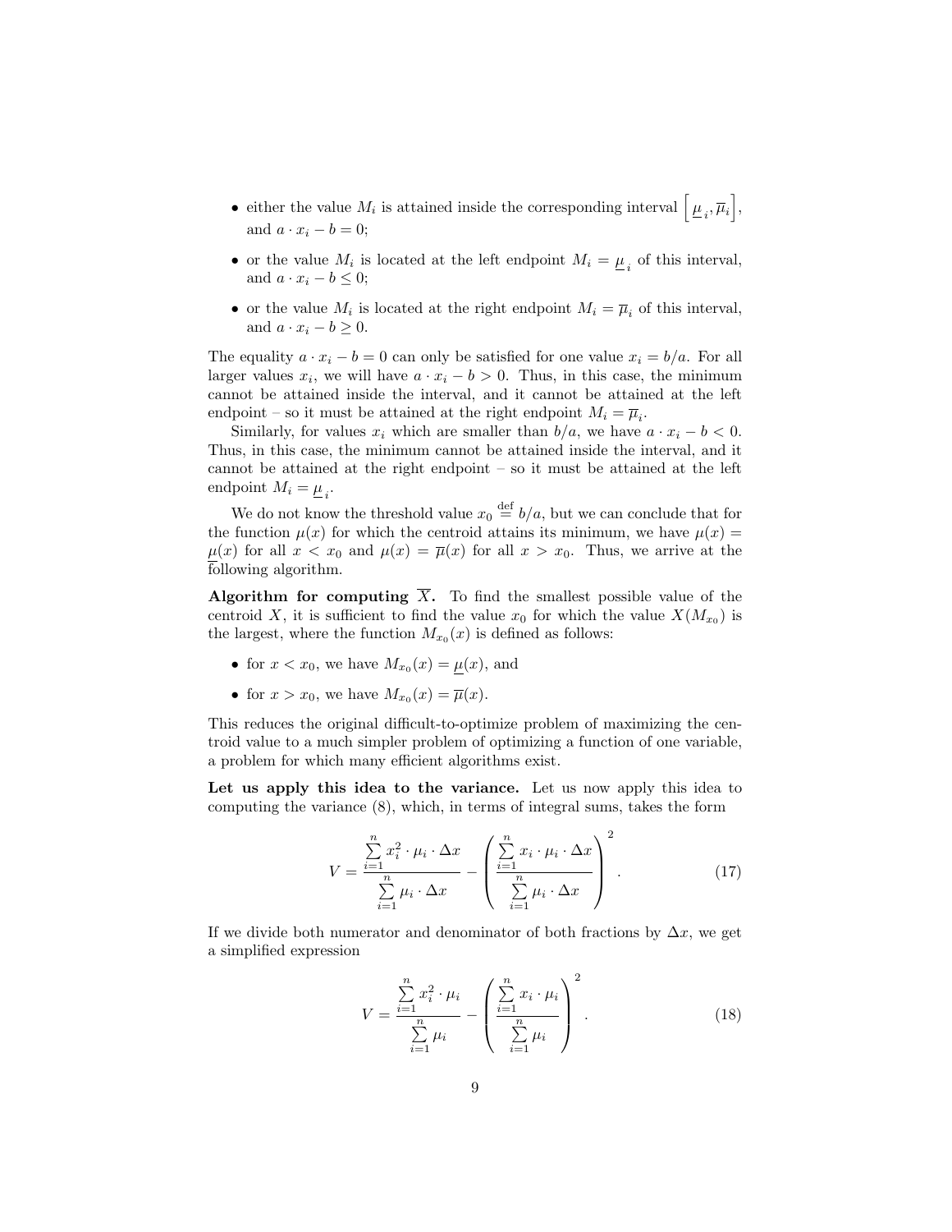- either the value $M_i$ is attained inside the corresponding interval $\left[\underline{\mu}_i, \overline{\mu}_i\right]$, and $a \cdot x_i - b = 0$;
- or the value $M_i$ is located at the left endpoint $M_i = \underline{\mu}_i$ of this interval, and $a \cdot x_i - b \le 0$;
- or the value $M_i$ is located at the right endpoint $M_i = \overline{\mu}_i$ of this interval, and $a \cdot x_i - b \ge 0$.

The equality $a \cdot x_i - b = 0$ can only be satisfied for one value $x_i = b/a$. For all larger values $x_i$, we will have $a \cdot x_i - b > 0$. Thus, in this case, the minimum cannot be attained inside the interval, and it cannot be attained at the left endpoint – so it must be attained at the right endpoint $M_i = \overline{\mu}_i$.

Similarly, for values $x_i$ which are smaller than $b/a$, we have $a \cdot x_i - b < 0$. Thus, in this case, the minimum cannot be attained inside the interval, and it cannot be attained at the right endpoint – so it must be attained at the left endpoint $M_i = \underline{\mu}_i$.

We do not know the threshold value $x_0 \stackrel{\text{def}}{=} b/a$, but we can conclude that for the function $\mu(x)$ for which the centroid attains its minimum, we have $\mu(x) = \underline{\mu}(x)$ for all $x < x_0$ and $\mu(x) = \overline{\mu}(x)$ for all $x > x_0$. Thus, we arrive at the following algorithm.

**Algorithm for computing $\overline{X}$.** To find the smallest possible value of the centroid $X$, it is sufficient to find the value $x_0$ for which the value $X(M_{x_0})$ is the largest, where the function $M_{x_0}(x)$ is defined as follows:

- for $x < x_0$, we have $M_{x_0}(x) = \underline{\mu}(x)$, and
- for $x > x_0$, we have $M_{x_0}(x) = \overline{\mu}(x)$.

This reduces the original difficult-to-optimize problem of maximizing the centroid value to a much simpler problem of optimizing a function of one variable, a problem for which many efficient algorithms exist.

**Let us apply this idea to the variance.** Let us now apply this idea to computing the variance (8), which, in terms of integral sums, takes the form

$$V = \frac{\sum_{i=1}^{n} x_i^2 \cdot \mu_i \cdot \Delta x}{\sum_{i=1}^{n} \mu_i \cdot \Delta x} - \left( \frac{\sum_{i=1}^{n} x_i \cdot \mu_i \cdot \Delta x}{\sum_{i=1}^{n} \mu_i \cdot \Delta x} \right)^2. \tag{17}$$

If we divide both numerator and denominator of both fractions by $\Delta x$, we get a simplified expression

$$V = \frac{\sum_{i=1}^{n} x_i^2 \cdot \mu_i}{\sum_{i=1}^{n} \mu_i} - \left( \frac{\sum_{i=1}^{n} x_i \cdot \mu_i}{\sum_{i=1}^{n} \mu_i} \right)^2. \tag{18}$$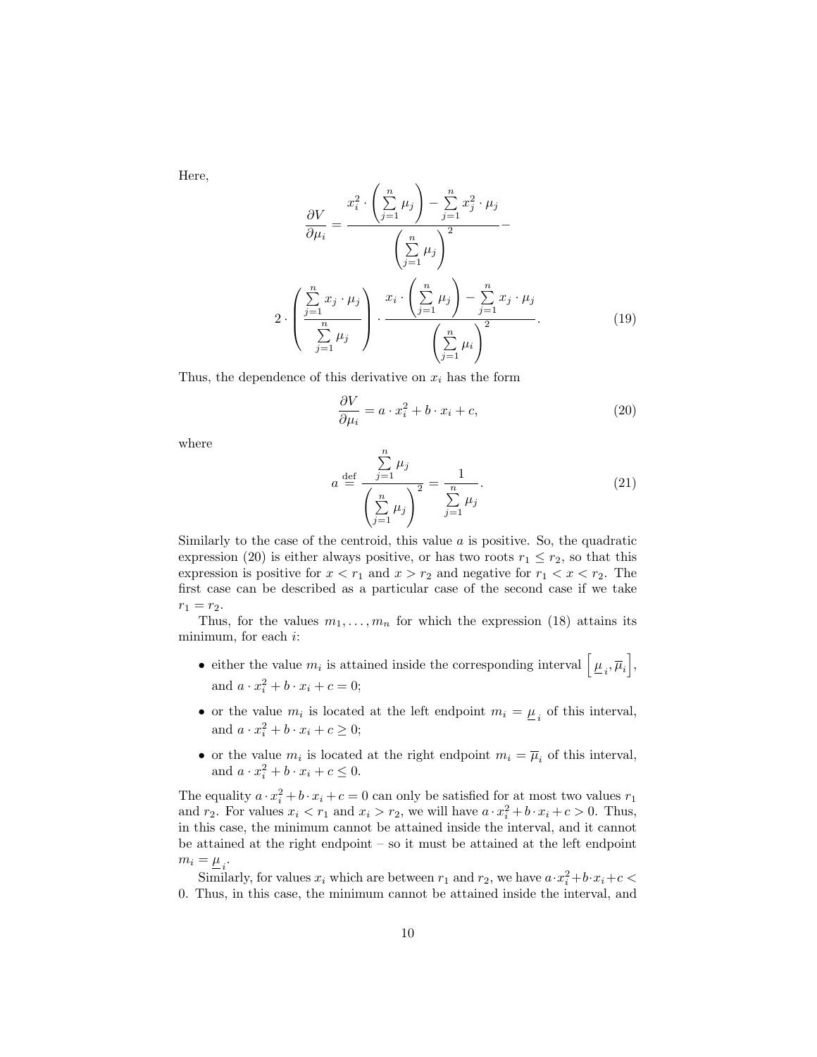Here,

$$\frac{\partial V}{\partial \mu_i} = \frac{x_i^2 \cdot \left(\sum\limits_{j=1}^n \mu_j\right) - \sum\limits_{j=1}^n x_j^2 \cdot \mu_j}{\left(\sum\limits_{j=1}^n \mu_j\right)^2} -$$

$$2 \cdot \left(\frac{\sum\limits_{j=1}^n x_j \cdot \mu_j}{\sum\limits_{j=1}^n \mu_j}\right) \cdot \frac{x_i \cdot \left(\sum\limits_{j=1}^n \mu_j\right) - \sum\limits_{j=1}^n x_j \cdot \mu_j}{\left(\sum\limits_{j=1}^n \mu_i\right)^2}. \tag{19}$$

Thus, the dependence of this derivative on $x_i$ has the form

$$\frac{\partial V}{\partial \mu_i} = a \cdot x_i^2 + b \cdot x_i + c, \tag{20}$$

where

$$a \stackrel{\text{def}}{=} \frac{\sum\limits_{j=1}^n \mu_j}{\left(\sum\limits_{j=1}^n \mu_j\right)^2} = \frac{1}{\sum\limits_{j=1}^n \mu_j}. \tag{21}$$

Similarly to the case of the centroid, this value $a$ is positive. So, the quadratic expression (20) is either always positive, or has two roots $r_1 \le r_2$, so that this expression is positive for $x < r_1$ and $x > r_2$ and negative for $r_1 < x < r_2$. The first case can be described as a particular case of the second case if we take $r_1 = r_2$.

Thus, for the values $m_1, \ldots, m_n$ for which the expression (18) attains its minimum, for each $i$:

- either the value $m_i$ is attained inside the corresponding interval $\left[\underline{\mu}_i, \overline{\mu}_i\right]$, and $a \cdot x_i^2 + b \cdot x_i + c = 0$;
- or the value $m_i$ is located at the left endpoint $m_i = \underline{\mu}_i$ of this interval, and $a \cdot x_i^2 + b \cdot x_i + c \ge 0$;
- or the value $m_i$ is located at the right endpoint $m_i = \overline{\mu}_i$ of this interval, and $a \cdot x_i^2 + b \cdot x_i + c \le 0$.

The equality $a \cdot x_i^2 + b \cdot x_i + c = 0$ can only be satisfied for at most two values $r_1$ and $r_2$. For values $x_i < r_1$ and $x_i > r_2$, we will have $a \cdot x_i^2 + b \cdot x_i + c > 0$. Thus, in this case, the minimum cannot be attained inside the interval, and it cannot be attained at the right endpoint – so it must be attained at the left endpoint $m_i = \underline{\mu}_i$.

Similarly, for values $x_i$ which are between $r_1$ and $r_2$, we have $a \cdot x_i^2 + b \cdot x_i + c < 0$. Thus, in this case, the minimum cannot be attained inside the interval, and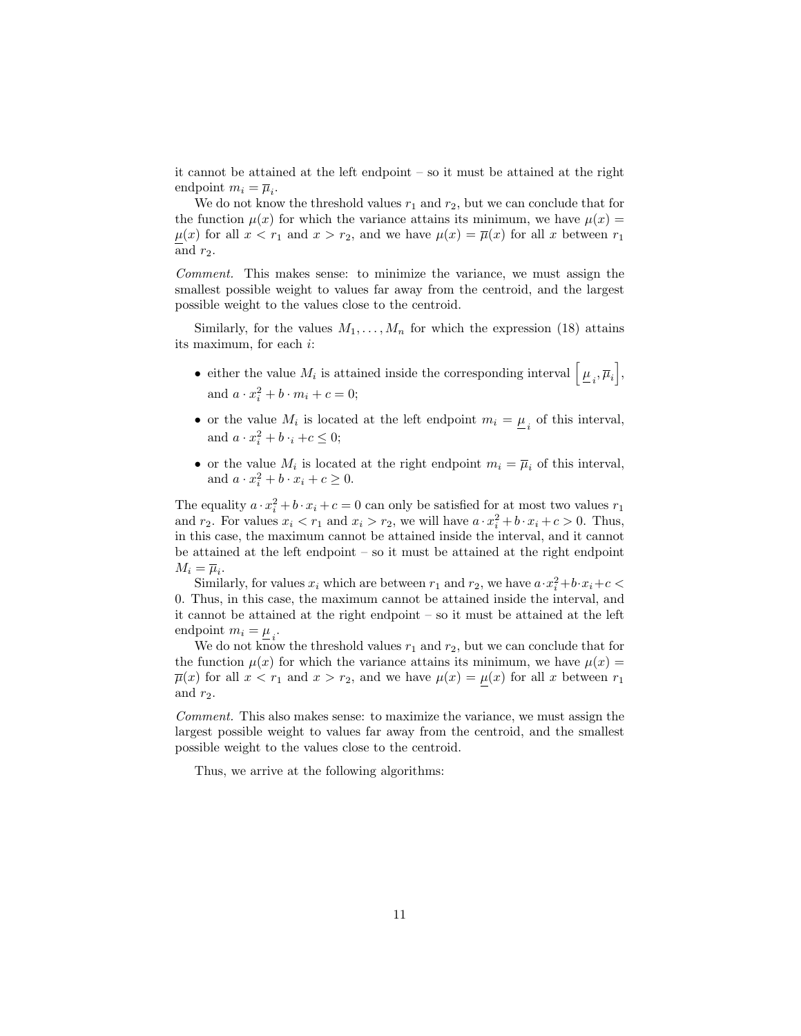it cannot be attained at the left endpoint – so it must be attained at the right endpoint $m_i = \overline{\mu}_i$.

We do not know the threshold values $r_1$ and $r_2$, but we can conclude that for the function $\mu(x)$ for which the variance attains its minimum, we have $\mu(x) = \underline{\mu}(x)$ for all $x < r_1$ and $x > r_2$, and we have $\mu(x) = \overline{\mu}(x)$ for all $x$ between $r_1$ and $r_2$.

*Comment.* This makes sense: to minimize the variance, we must assign the smallest possible weight to values far away from the centroid, and the largest possible weight to the values close to the centroid.

Similarly, for the values $M_1, \ldots, M_n$ for which the expression (18) attains its maximum, for each $i$:

- either the value $M_i$ is attained inside the corresponding interval $\left[\underline{\mu}_i, \overline{\mu}_i\right]$, and $a \cdot x_i^2 + b \cdot m_i + c = 0$;
- or the value $M_i$ is located at the left endpoint $m_i = \underline{\mu}_i$ of this interval, and $a \cdot x_i^2 + b \cdot_i + c \leq 0$;
- or the value $M_i$ is located at the right endpoint $m_i = \overline{\mu}_i$ of this interval, and $a \cdot x_i^2 + b \cdot x_i + c \geq 0$.

The equality $a \cdot x_i^2 + b \cdot x_i + c = 0$ can only be satisfied for at most two values $r_1$ and $r_2$. For values $x_i < r_1$ and $x_i > r_2$, we will have $a \cdot x_i^2 + b \cdot x_i + c > 0$. Thus, in this case, the maximum cannot be attained inside the interval, and it cannot be attained at the left endpoint – so it must be attained at the right endpoint $M_i = \overline{\mu}_i$.

Similarly, for values $x_i$ which are between $r_1$ and $r_2$, we have $a \cdot x_i^2 + b \cdot x_i + c < 0$. Thus, in this case, the maximum cannot be attained inside the interval, and it cannot be attained at the right endpoint – so it must be attained at the left endpoint $m_i = \underline{\mu}_i$.

We do not know the threshold values $r_1$ and $r_2$, but we can conclude that for the function $\mu(x)$ for which the variance attains its minimum, we have $\mu(x) = \overline{\mu}(x)$ for all $x < r_1$ and $x > r_2$, and we have $\mu(x) = \underline{\mu}(x)$ for all $x$ between $r_1$ and $r_2$.

*Comment.* This also makes sense: to maximize the variance, we must assign the largest possible weight to values far away from the centroid, and the smallest possible weight to the values close to the centroid.

Thus, we arrive at the following algorithms: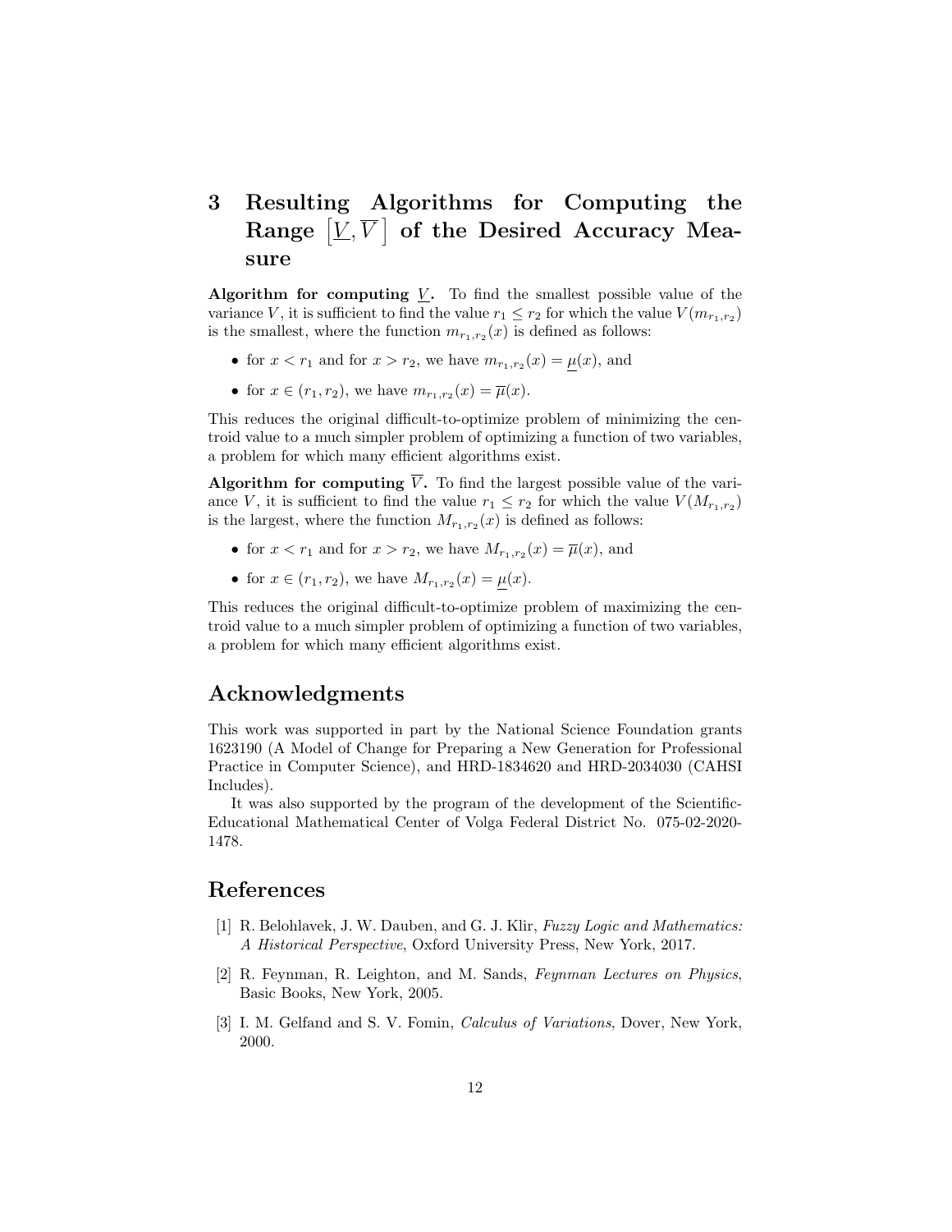# 3 Resulting Algorithms for Computing the Range $\left[\underline{V}, \overline{V}\,\right]$ of the Desired Accuracy Measure

**Algorithm for computing $\underline{V}$.** To find the smallest possible value of the variance $V$, it is sufficient to find the value $r_1 \le r_2$ for which the value $V(m_{r_1,r_2})$ is the smallest, where the function $m_{r_1,r_2}(x)$ is defined as follows:

- for $x < r_1$ and for $x > r_2$, we have $m_{r_1,r_2}(x) = \underline{\mu}(x)$, and
- for $x \in (r_1, r_2)$, we have $m_{r_1,r_2}(x) = \overline{\mu}(x)$.

This reduces the original difficult-to-optimize problem of minimizing the centroid value to a much simpler problem of optimizing a function of two variables, a problem for which many efficient algorithms exist.

**Algorithm for computing $\overline{V}$.** To find the largest possible value of the variance $V$, it is sufficient to find the value $r_1 \le r_2$ for which the value $V(M_{r_1,r_2})$ is the largest, where the function $M_{r_1,r_2}(x)$ is defined as follows:

- for $x < r_1$ and for $x > r_2$, we have $M_{r_1,r_2}(x) = \overline{\mu}(x)$, and
- for $x \in (r_1, r_2)$, we have $M_{r_1,r_2}(x) = \underline{\mu}(x)$.

This reduces the original difficult-to-optimize problem of maximizing the centroid value to a much simpler problem of optimizing a function of two variables, a problem for which many efficient algorithms exist.

## Acknowledgments

This work was supported in part by the National Science Foundation grants 1623190 (A Model of Change for Preparing a New Generation for Professional Practice in Computer Science), and HRD-1834620 and HRD-2034030 (CAHSI Includes).

It was also supported by the program of the development of the Scientific-Educational Mathematical Center of Volga Federal District No. 075-02-2020-1478.

## References

[1] R. Belohlavek, J. W. Dauben, and G. J. Klir, *Fuzzy Logic and Mathematics: A Historical Perspective*, Oxford University Press, New York, 2017.

[2] R. Feynman, R. Leighton, and M. Sands, *Feynman Lectures on Physics*, Basic Books, New York, 2005.

[3] I. M. Gelfand and S. V. Fomin, *Calculus of Variations*, Dover, New York, 2000.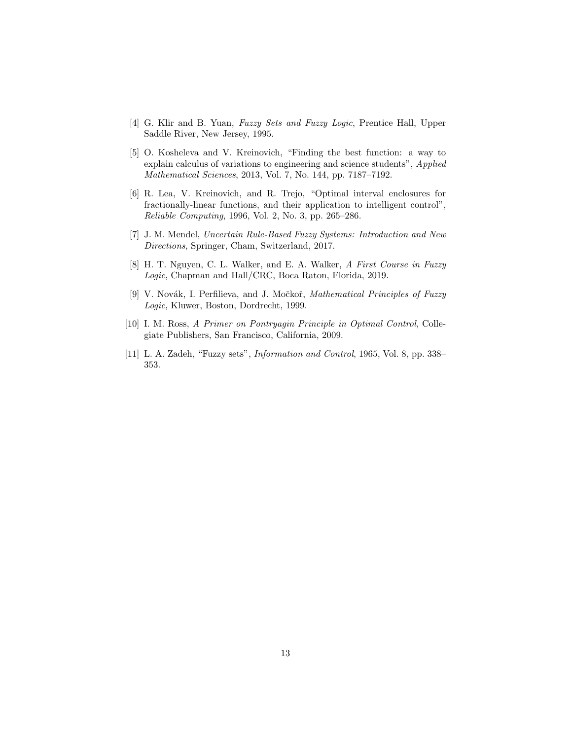[4] G. Klir and B. Yuan, *Fuzzy Sets and Fuzzy Logic*, Prentice Hall, Upper Saddle River, New Jersey, 1995.

[5] O. Kosheleva and V. Kreinovich, "Finding the best function: a way to explain calculus of variations to engineering and science students", *Applied Mathematical Sciences*, 2013, Vol. 7, No. 144, pp. 7187–7192.

[6] R. Lea, V. Kreinovich, and R. Trejo, "Optimal interval enclosures for fractionally-linear functions, and their application to intelligent control", *Reliable Computing*, 1996, Vol. 2, No. 3, pp. 265–286.

[7] J. M. Mendel, *Uncertain Rule-Based Fuzzy Systems: Introduction and New Directions*, Springer, Cham, Switzerland, 2017.

[8] H. T. Nguyen, C. L. Walker, and E. A. Walker, *A First Course in Fuzzy Logic*, Chapman and Hall/CRC, Boca Raton, Florida, 2019.

[9] V. Novák, I. Perfilieva, and J. Močkoř, *Mathematical Principles of Fuzzy Logic*, Kluwer, Boston, Dordrecht, 1999.

[10] I. M. Ross, *A Primer on Pontryagin Principle in Optimal Control*, Collegiate Publishers, San Francisco, California, 2009.

[11] L. A. Zadeh, "Fuzzy sets", *Information and Control*, 1965, Vol. 8, pp. 338–353.